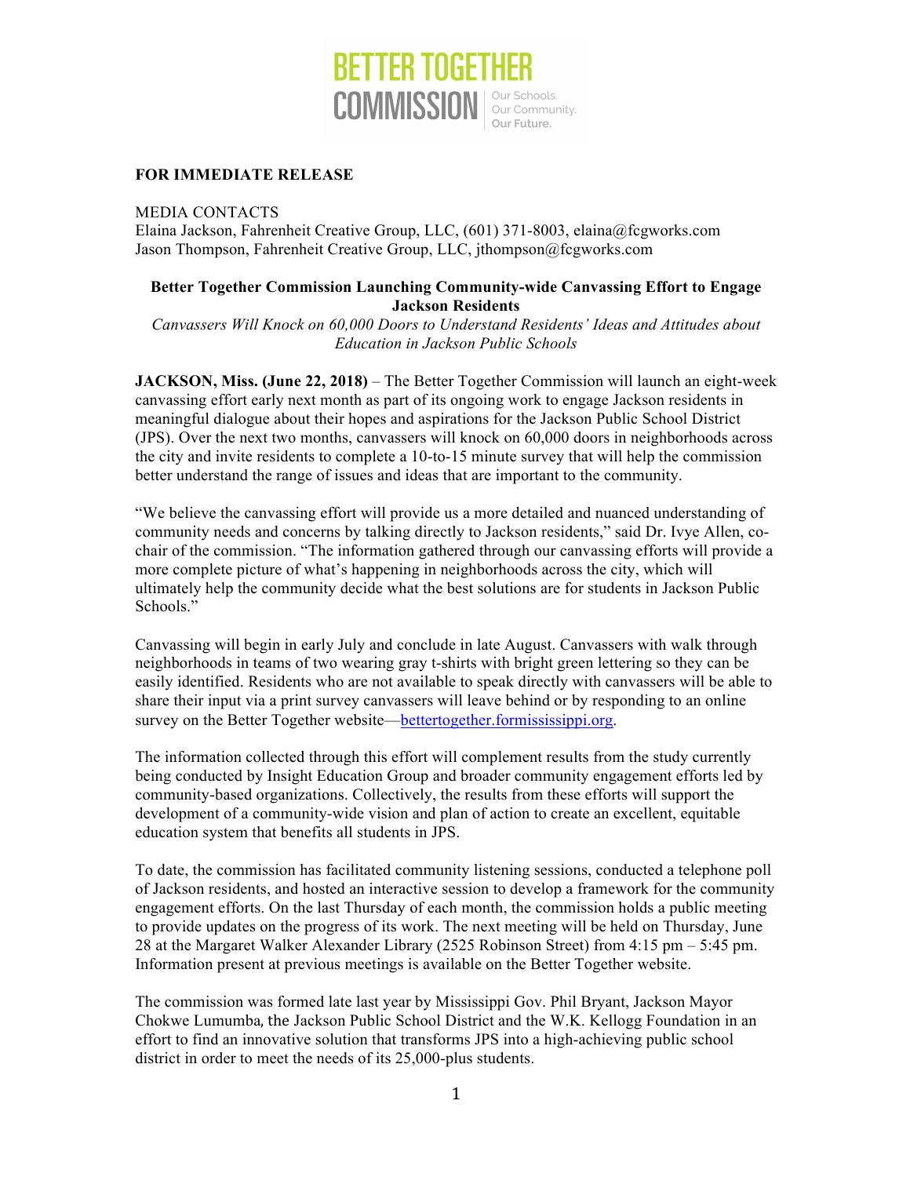# BETTER TOGETHER COMMISSION

Our Schools. Our Community. Our Future.

**FOR IMMEDIATE RELEASE**

MEDIA CONTACTS
Elaina Jackson, Fahrenheit Creative Group, LLC, (601) 371-8003, elaina@fcgworks.com
Jason Thompson, Fahrenheit Creative Group, LLC, jthompson@fcgworks.com

## Better Together Commission Launching Community-wide Canvassing Effort to Engage Jackson Residents

*Canvassers Will Knock on 60,000 Doors to Understand Residents' Ideas and Attitudes about Education in Jackson Public Schools*

**JACKSON, Miss. (June 22, 2018)** – The Better Together Commission will launch an eight-week canvassing effort early next month as part of its ongoing work to engage Jackson residents in meaningful dialogue about their hopes and aspirations for the Jackson Public School District (JPS). Over the next two months, canvassers will knock on 60,000 doors in neighborhoods across the city and invite residents to complete a 10-to-15 minute survey that will help the commission better understand the range of issues and ideas that are important to the community.

"We believe the canvassing effort will provide us a more detailed and nuanced understanding of community needs and concerns by talking directly to Jackson residents," said Dr. Ivye Allen, co-chair of the commission. "The information gathered through our canvassing efforts will provide a more complete picture of what's happening in neighborhoods across the city, which will ultimately help the community decide what the best solutions are for students in Jackson Public Schools."

Canvassing will begin in early July and conclude in late August. Canvassers with walk through neighborhoods in teams of two wearing gray t-shirts with bright green lettering so they can be easily identified. Residents who are not available to speak directly with canvassers will be able to share their input via a print survey canvassers will leave behind or by responding to an online survey on the Better Together website—bettertogether.formississippi.org.

The information collected through this effort will complement results from the study currently being conducted by Insight Education Group and broader community engagement efforts led by community-based organizations. Collectively, the results from these efforts will support the development of a community-wide vision and plan of action to create an excellent, equitable education system that benefits all students in JPS.

To date, the commission has facilitated community listening sessions, conducted a telephone poll of Jackson residents, and hosted an interactive session to develop a framework for the community engagement efforts. On the last Thursday of each month, the commission holds a public meeting to provide updates on the progress of its work. The next meeting will be held on Thursday, June 28 at the Margaret Walker Alexander Library (2525 Robinson Street) from 4:15 pm – 5:45 pm. Information present at previous meetings is available on the Better Together website.

The commission was formed late last year by Mississippi Gov. Phil Bryant, Jackson Mayor Chokwe Lumumba, the Jackson Public School District and the W.K. Kellogg Foundation in an effort to find an innovative solution that transforms JPS into a high-achieving public school district in order to meet the needs of its 25,000-plus students.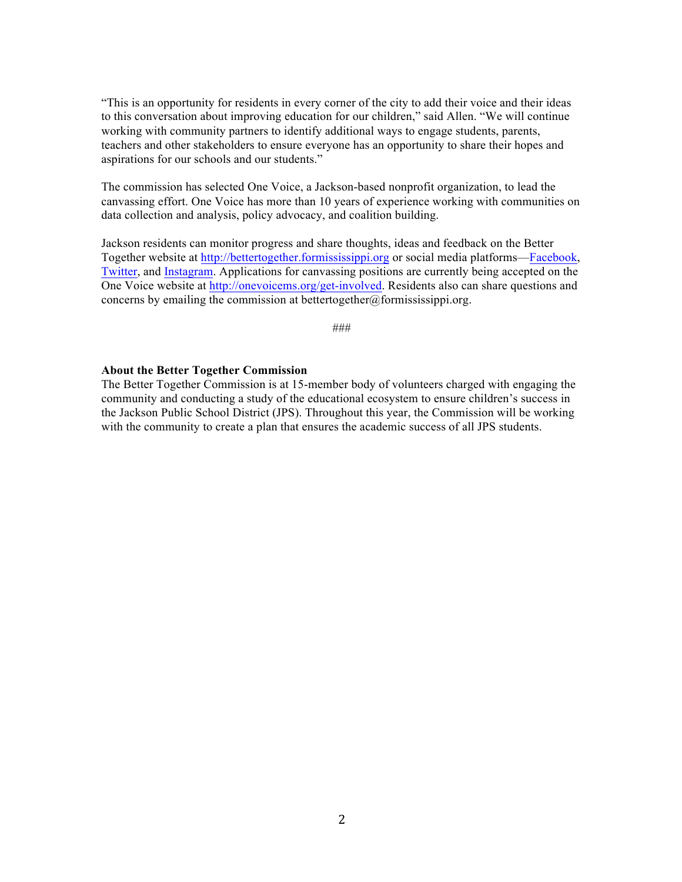"This is an opportunity for residents in every corner of the city to add their voice and their ideas to this conversation about improving education for our children," said Allen. "We will continue working with community partners to identify additional ways to engage students, parents, teachers and other stakeholders to ensure everyone has an opportunity to share their hopes and aspirations for our schools and our students."

The commission has selected One Voice, a Jackson-based nonprofit organization, to lead the canvassing effort. One Voice has more than 10 years of experience working with communities on data collection and analysis, policy advocacy, and coalition building.

Jackson residents can monitor progress and share thoughts, ideas and feedback on the Better Together website at http://bettertogether.formississippi.org or social media platforms—Facebook, Twitter, and Instagram. Applications for canvassing positions are currently being accepted on the One Voice website at http://onevoicems.org/get-involved. Residents also can share questions and concerns by emailing the commission at bettertogether@formississippi.org.

###

**About the Better Together Commission**
The Better Together Commission is at 15-member body of volunteers charged with engaging the community and conducting a study of the educational ecosystem to ensure children's success in the Jackson Public School District (JPS). Throughout this year, the Commission will be working with the community to create a plan that ensures the academic success of all JPS students.